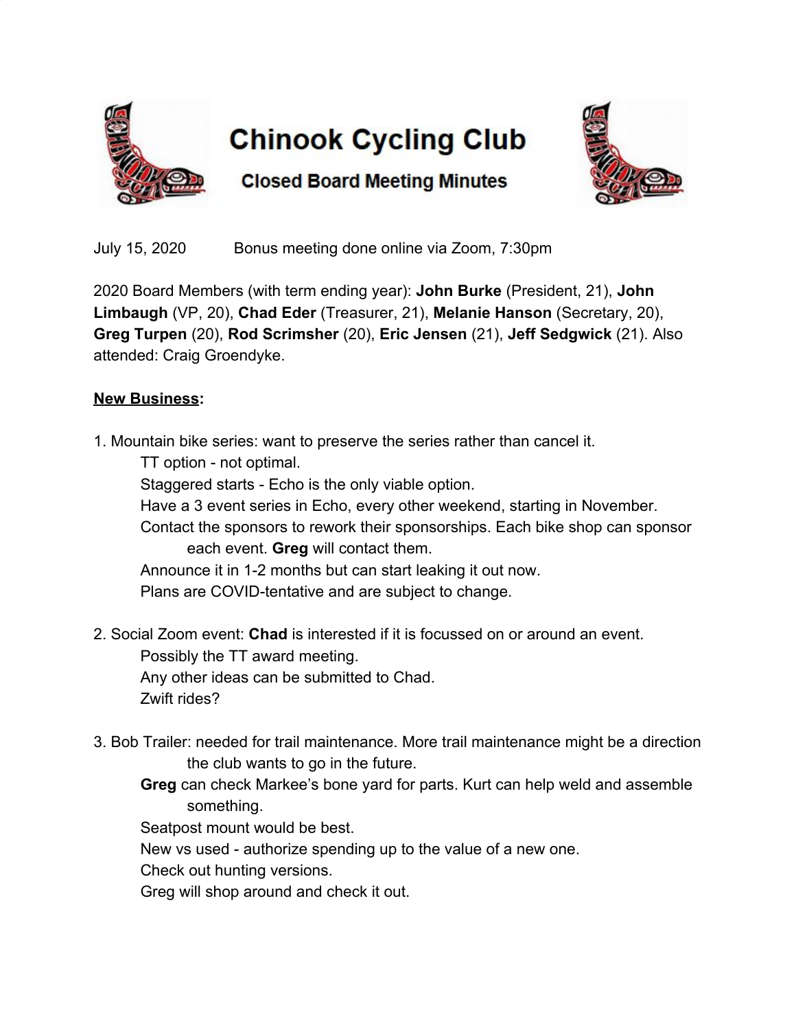# Chinook Cycling Club

## Closed Board Meeting Minutes

July 15, 2020 Bonus meeting done online via Zoom, 7:30pm

2020 Board Members (with term ending year): **John Burke** (President, 21), **John Limbaugh** (VP, 20), **Chad Eder** (Treasurer, 21), **Melanie Hanson** (Secretary, 20), **Greg Turpen** (20), **Rod Scrimsher** (20), **Eric Jensen** (21), **Jeff Sedgwick** (21). Also attended: Craig Groendyke.

**New Business:**

1. Mountain bike series: want to preserve the series rather than cancel it.
   - TT option - not optimal.
   - Staggered starts - Echo is the only viable option.
   - Have a 3 event series in Echo, every other weekend, starting in November.
   - Contact the sponsors to rework their sponsorships. Each bike shop can sponsor each event. **Greg** will contact them.
   - Announce it in 1-2 months but can start leaking it out now.
   - Plans are COVID-tentative and are subject to change.

2. Social Zoom event: **Chad** is interested if it is focussed on or around an event.
   - Possibly the TT award meeting.
   - Any other ideas can be submitted to Chad.
   - Zwift rides?

3. Bob Trailer: needed for trail maintenance. More trail maintenance might be a direction the club wants to go in the future.
   - **Greg** can check Markee's bone yard for parts. Kurt can help weld and assemble something.
   - Seatpost mount would be best.
   - New vs used - authorize spending up to the value of a new one.
   - Check out hunting versions.
   - Greg will shop around and check it out.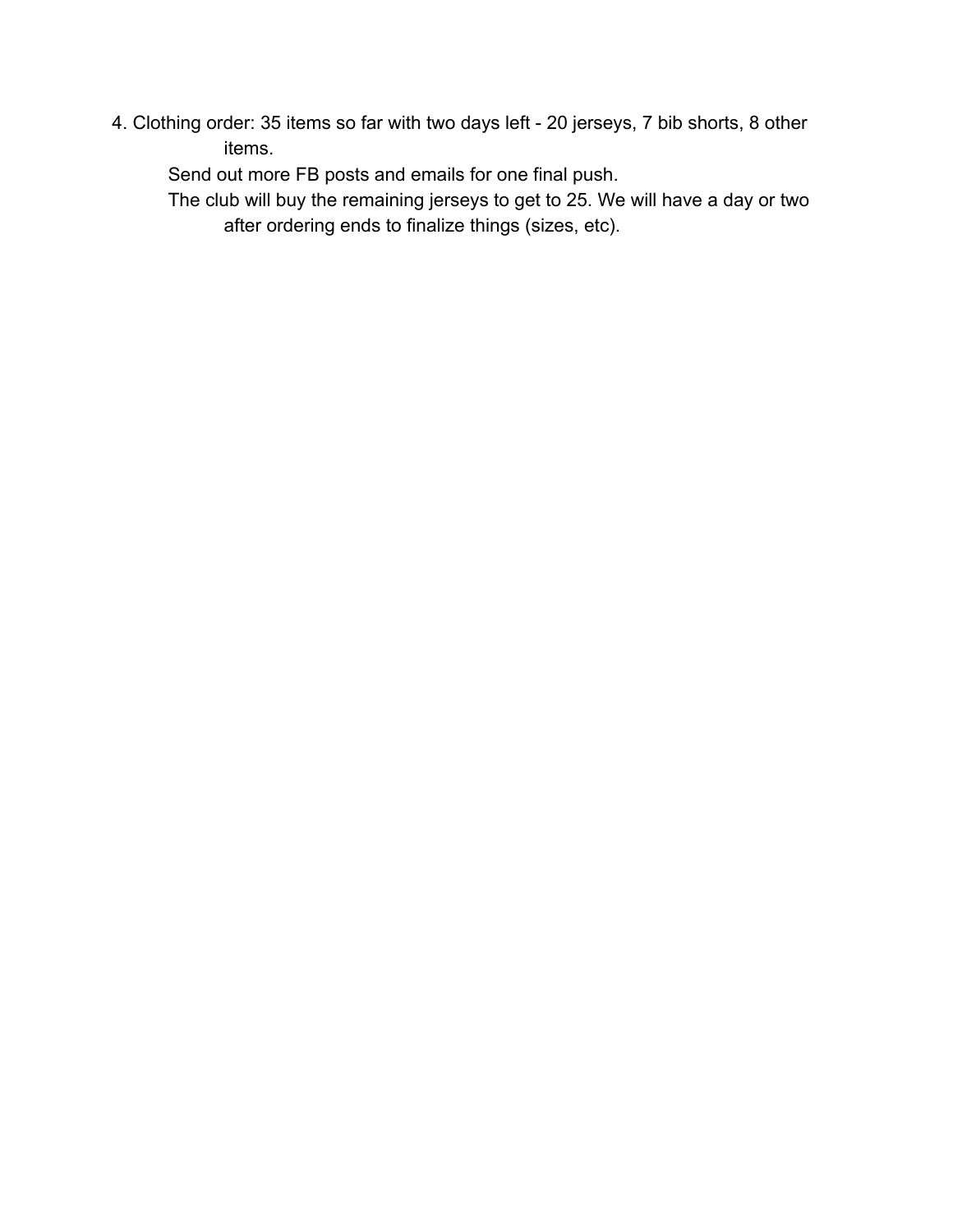4. Clothing order: 35 items so far with two days left - 20 jerseys, 7 bib shorts, 8 other items.

   Send out more FB posts and emails for one final push.

   The club will buy the remaining jerseys to get to 25. We will have a day or two after ordering ends to finalize things (sizes, etc).